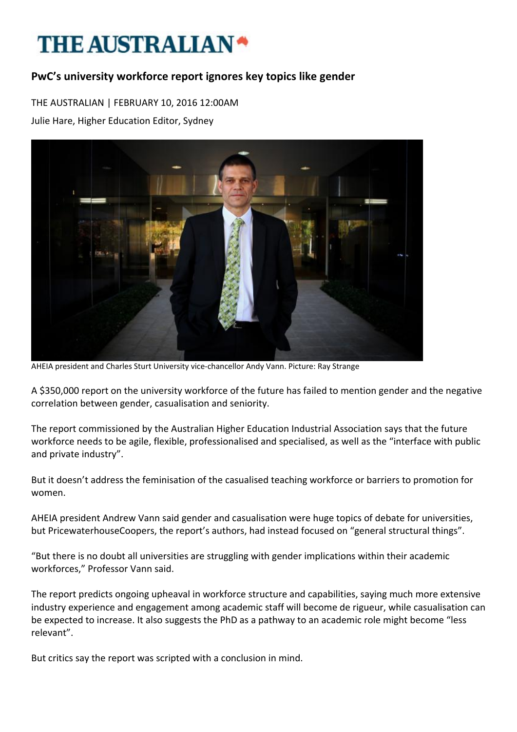# THE AUSTRALIAN

## PwC's university workforce report ignores key topics like gender

THE AUSTRALIAN | FEBRUARY 10, 2016 12:00AM

Julie Hare, Higher Education Editor, Sydney

AHEIA president and Charles Sturt University vice-chancellor Andy Vann. Picture: Ray Strange

A $350,000 report on the university workforce of the future has failed to mention gender and the negative correlation between gender, casualisation and seniority.

The report commissioned by the Australian Higher Education Industrial Association says that the future workforce needs to be agile, flexible, professionalised and specialised, as well as the "interface with public and private industry".

But it doesn't address the feminisation of the casualised teaching workforce or barriers to promotion for women.

AHEIA president Andrew Vann said gender and casualisation were huge topics of debate for universities, but PricewaterhouseCoopers, the report's authors, had instead focused on "general structural things".

"But there is no doubt all universities are struggling with gender implications within their academic workforces," Professor Vann said.

The report predicts ongoing upheaval in workforce structure and capabilities, saying much more extensive industry experience and engagement among academic staff will become de rigueur, while casualisation can be expected to increase. It also suggests the PhD as a pathway to an academic role might become "less relevant".

But critics say the report was scripted with a conclusion in mind.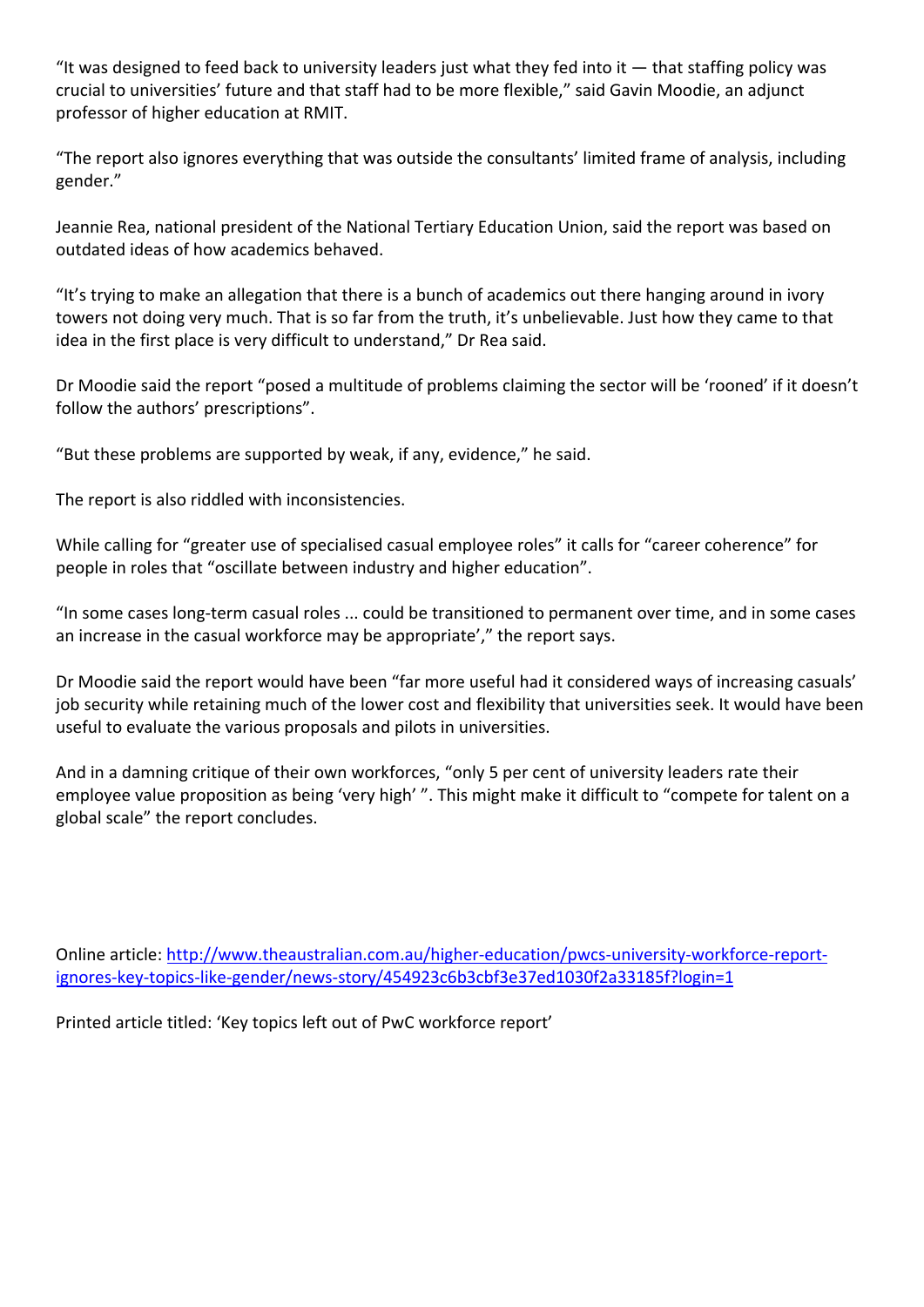"It was designed to feed back to university leaders just what they fed into it — that staffing policy was crucial to universities' future and that staff had to be more flexible," said Gavin Moodie, an adjunct professor of higher education at RMIT.

"The report also ignores everything that was outside the consultants' limited frame of analysis, including gender."

Jeannie Rea, national president of the National Tertiary Education Union, said the report was based on outdated ideas of how academics behaved.

"It's trying to make an allegation that there is a bunch of academics out there hanging around in ivory towers not doing very much. That is so far from the truth, it's unbelievable. Just how they came to that idea in the first place is very difficult to understand," Dr Rea said.

Dr Moodie said the report "posed a multitude of problems claiming the sector will be 'rooned' if it doesn't follow the authors' prescriptions".

"But these problems are supported by weak, if any, evidence," he said.

The report is also riddled with inconsistencies.

While calling for "greater use of specialised casual employee roles" it calls for "career coherence" for people in roles that "oscillate between industry and higher education".

"In some cases long-term casual roles ... could be transitioned to permanent over time, and in some cases an increase in the casual workforce may be appropriate'," the report says.

Dr Moodie said the report would have been "far more useful had it considered ways of increasing casuals' job security while retaining much of the lower cost and flexibility that universities seek. It would have been useful to evaluate the various proposals and pilots in universities.

And in a damning critique of their own workforces, "only 5 per cent of university leaders rate their employee value proposition as being 'very high' ". This might make it difficult to "compete for talent on a global scale" the report concludes.

Online article: [http://www.theaustralian.com.au/higher-education/pwcs-university-workforce-report-ignores-key-topics-like-gender/news-story/454923c6b3cbf3e37ed1030f2a33185f?login=1](http://www.theaustralian.com.au/higher-education/pwcs-university-workforce-report-ignores-key-topics-like-gender/news-story/454923c6b3cbf3e37ed1030f2a33185f?login=1)

Printed article titled: 'Key topics left out of PwC workforce report'